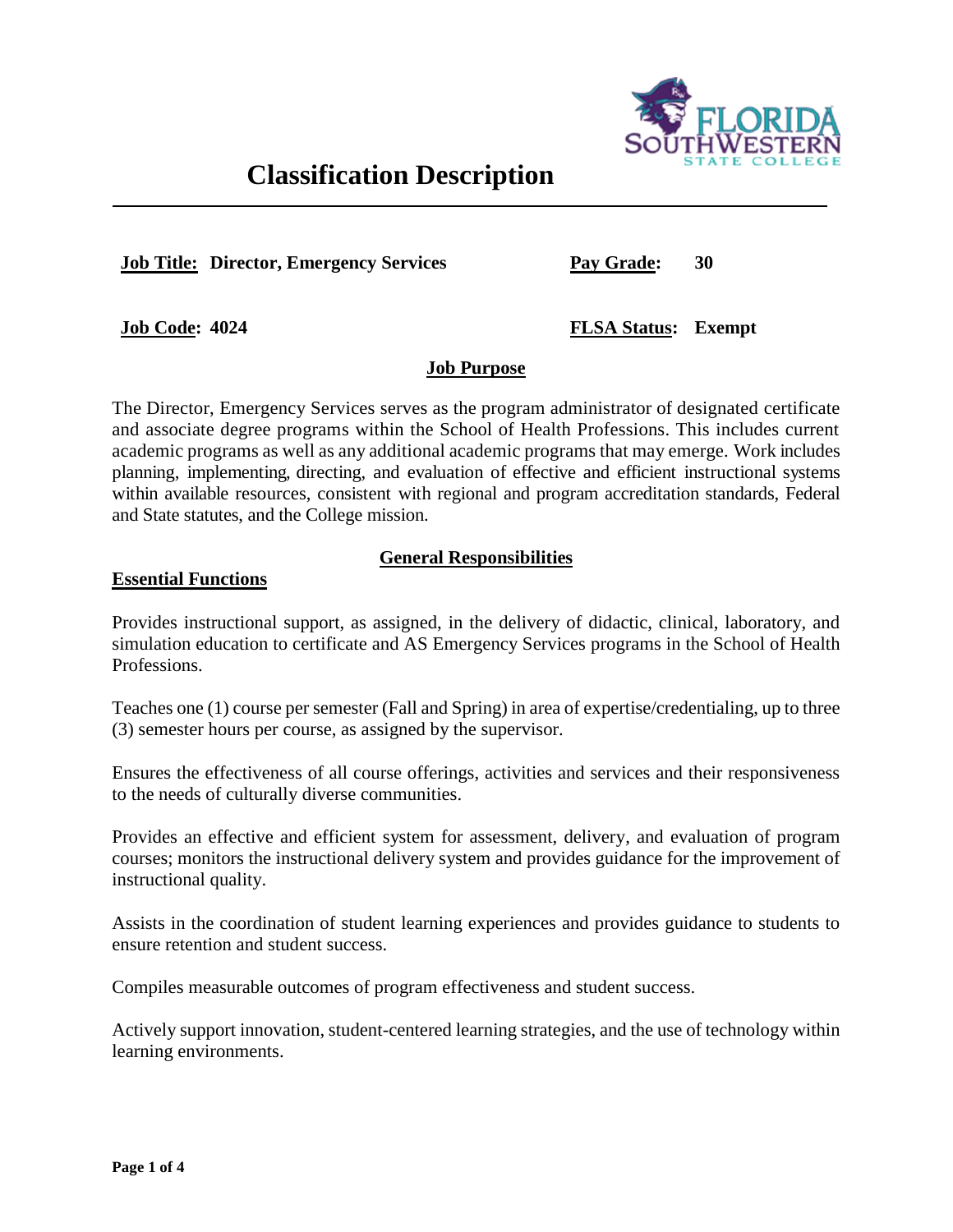# Classification Description

**Job Title: Director, Emergency Services** **Pay Grade: 30**

**Job Code: 4024** **FLSA Status: Exempt**

## Job Purpose

The Director, Emergency Services serves as the program administrator of designated certificate and associate degree programs within the School of Health Professions. This includes current academic programs as well as any additional academic programs that may emerge. Work includes planning, implementing, directing, and evaluation of effective and efficient instructional systems within available resources, consistent with regional and program accreditation standards, Federal and State statutes, and the College mission.

## General Responsibilities

### Essential Functions

Provides instructional support, as assigned, in the delivery of didactic, clinical, laboratory, and simulation education to certificate and AS Emergency Services programs in the School of Health Professions.

Teaches one (1) course per semester (Fall and Spring) in area of expertise/credentialing, up to three (3) semester hours per course, as assigned by the supervisor.

Ensures the effectiveness of all course offerings, activities and services and their responsiveness to the needs of culturally diverse communities.

Provides an effective and efficient system for assessment, delivery, and evaluation of program courses; monitors the instructional delivery system and provides guidance for the improvement of instructional quality.

Assists in the coordination of student learning experiences and provides guidance to students to ensure retention and student success.

Compiles measurable outcomes of program effectiveness and student success.

Actively support innovation, student-centered learning strategies, and the use of technology within learning environments.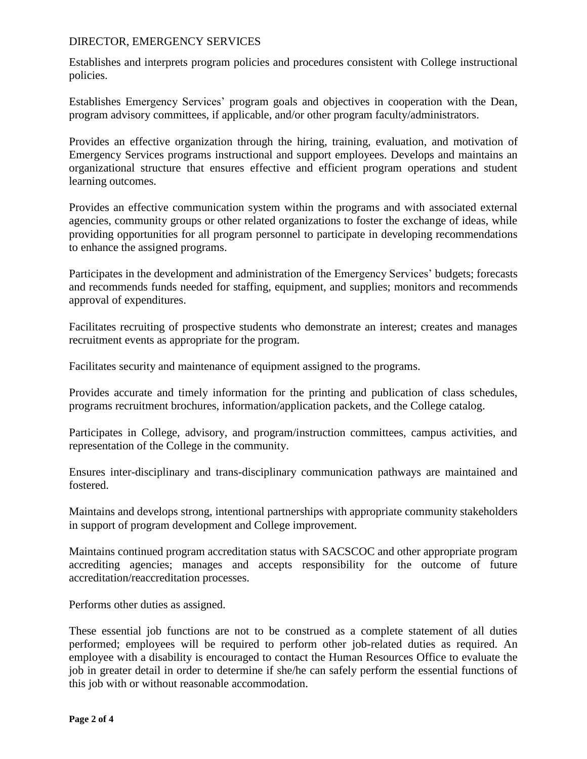DIRECTOR, EMERGENCY SERVICES

Establishes and interprets program policies and procedures consistent with College instructional policies.

Establishes Emergency Services' program goals and objectives in cooperation with the Dean, program advisory committees, if applicable, and/or other program faculty/administrators.

Provides an effective organization through the hiring, training, evaluation, and motivation of Emergency Services programs instructional and support employees. Develops and maintains an organizational structure that ensures effective and efficient program operations and student learning outcomes.

Provides an effective communication system within the programs and with associated external agencies, community groups or other related organizations to foster the exchange of ideas, while providing opportunities for all program personnel to participate in developing recommendations to enhance the assigned programs.

Participates in the development and administration of the Emergency Services' budgets; forecasts and recommends funds needed for staffing, equipment, and supplies; monitors and recommends approval of expenditures.

Facilitates recruiting of prospective students who demonstrate an interest; creates and manages recruitment events as appropriate for the program.

Facilitates security and maintenance of equipment assigned to the programs.

Provides accurate and timely information for the printing and publication of class schedules, programs recruitment brochures, information/application packets, and the College catalog.

Participates in College, advisory, and program/instruction committees, campus activities, and representation of the College in the community.

Ensures inter-disciplinary and trans-disciplinary communication pathways are maintained and fostered.

Maintains and develops strong, intentional partnerships with appropriate community stakeholders in support of program development and College improvement.

Maintains continued program accreditation status with SACSCOC and other appropriate program accrediting agencies; manages and accepts responsibility for the outcome of future accreditation/reaccreditation processes.

Performs other duties as assigned.

These essential job functions are not to be construed as a complete statement of all duties performed; employees will be required to perform other job-related duties as required. An employee with a disability is encouraged to contact the Human Resources Office to evaluate the job in greater detail in order to determine if she/he can safely perform the essential functions of this job with or without reasonable accommodation.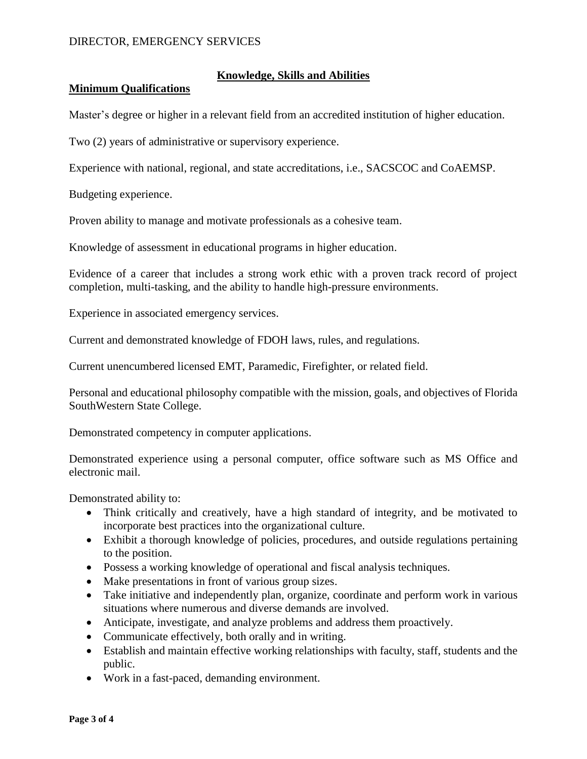## Knowledge, Skills and Abilities

### Minimum Qualifications

Master's degree or higher in a relevant field from an accredited institution of higher education.

Two (2) years of administrative or supervisory experience.

Experience with national, regional, and state accreditations, i.e., SACSCOC and CoAEMSP.

Budgeting experience.

Proven ability to manage and motivate professionals as a cohesive team.

Knowledge of assessment in educational programs in higher education.

Evidence of a career that includes a strong work ethic with a proven track record of project completion, multi-tasking, and the ability to handle high-pressure environments.

Experience in associated emergency services.

Current and demonstrated knowledge of FDOH laws, rules, and regulations.

Current unencumbered licensed EMT, Paramedic, Firefighter, or related field.

Personal and educational philosophy compatible with the mission, goals, and objectives of Florida SouthWestern State College.

Demonstrated competency in computer applications.

Demonstrated experience using a personal computer, office software such as MS Office and electronic mail.

Demonstrated ability to:

- Think critically and creatively, have a high standard of integrity, and be motivated to incorporate best practices into the organizational culture.
- Exhibit a thorough knowledge of policies, procedures, and outside regulations pertaining to the position.
- Possess a working knowledge of operational and fiscal analysis techniques.
- Make presentations in front of various group sizes.
- Take initiative and independently plan, organize, coordinate and perform work in various situations where numerous and diverse demands are involved.
- Anticipate, investigate, and analyze problems and address them proactively.
- Communicate effectively, both orally and in writing.
- Establish and maintain effective working relationships with faculty, staff, students and the public.
- Work in a fast-paced, demanding environment.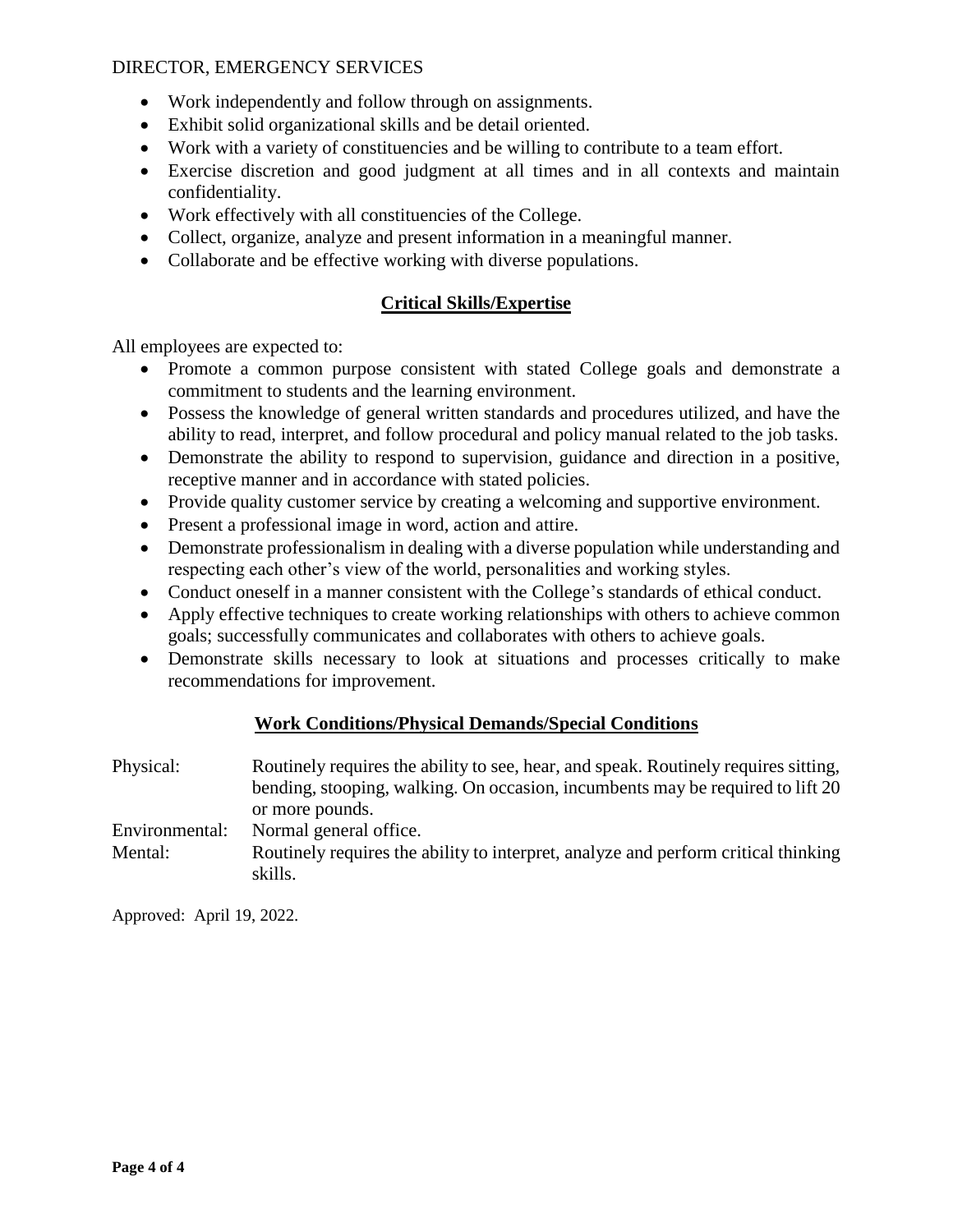- Work independently and follow through on assignments.
- Exhibit solid organizational skills and be detail oriented.
- Work with a variety of constituencies and be willing to contribute to a team effort.
- Exercise discretion and good judgment at all times and in all contexts and maintain confidentiality.
- Work effectively with all constituencies of the College.
- Collect, organize, analyze and present information in a meaningful manner.
- Collaborate and be effective working with diverse populations.

## Critical Skills/Expertise

All employees are expected to:

- Promote a common purpose consistent with stated College goals and demonstrate a commitment to students and the learning environment.
- Possess the knowledge of general written standards and procedures utilized, and have the ability to read, interpret, and follow procedural and policy manual related to the job tasks.
- Demonstrate the ability to respond to supervision, guidance and direction in a positive, receptive manner and in accordance with stated policies.
- Provide quality customer service by creating a welcoming and supportive environment.
- Present a professional image in word, action and attire.
- Demonstrate professionalism in dealing with a diverse population while understanding and respecting each other's view of the world, personalities and working styles.
- Conduct oneself in a manner consistent with the College's standards of ethical conduct.
- Apply effective techniques to create working relationships with others to achieve common goals; successfully communicates and collaborates with others to achieve goals.
- Demonstrate skills necessary to look at situations and processes critically to make recommendations for improvement.

## Work Conditions/Physical Demands/Special Conditions

| | |
|---|---|
| Physical: | Routinely requires the ability to see, hear, and speak. Routinely requires sitting, bending, stooping, walking. On occasion, incumbents may be required to lift 20 or more pounds. |
| Environmental: | Normal general office. |
| Mental: | Routinely requires the ability to interpret, analyze and perform critical thinking skills. |

Approved: April 19, 2022.